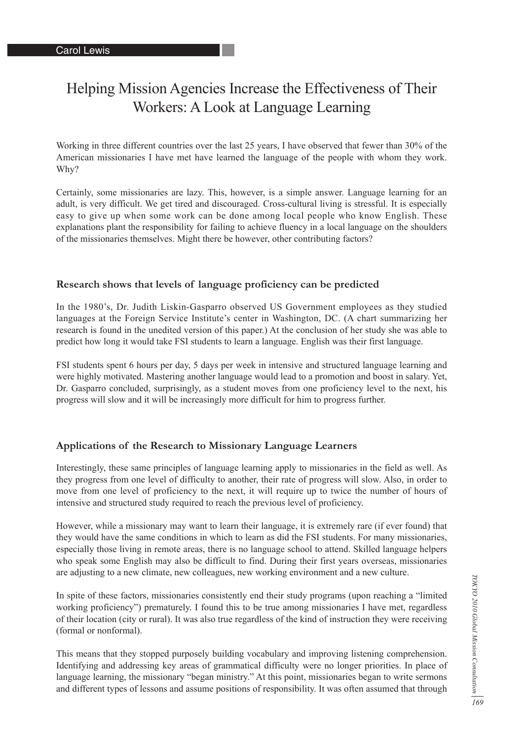Carol Lewis

# Helping Mission Agencies Increase the Effectiveness of Their Workers: A Look at Language Learning

Working in three different countries over the last 25 years, I have observed that fewer than 30% of the American missionaries I have met have learned the language of the people with whom they work. Why?

Certainly, some missionaries are lazy. This, however, is a simple answer. Language learning for an adult, is very difficult. We get tired and discouraged. Cross-cultural living is stressful. It is especially easy to give up when some work can be done among local people who know English. These explanations plant the responsibility for failing to achieve fluency in a local language on the shoulders of the missionaries themselves. Might there be however, other contributing factors?

### Research shows that levels of language proficiency can be predicted

In the 1980's, Dr. Judith Liskin-Gasparro observed US Government employees as they studied languages at the Foreign Service Institute's center in Washington, DC. (A chart summarizing her research is found in the unedited version of this paper.) At the conclusion of her study she was able to predict how long it would take FSI students to learn a language. English was their first language.

FSI students spent 6 hours per day, 5 days per week in intensive and structured language learning and were highly motivated. Mastering another language would lead to a promotion and boost in salary. Yet, Dr. Gasparro concluded, surprisingly, as a student moves from one proficiency level to the next, his progress will slow and it will be increasingly more difficult for him to progress further.

### Applications of the Research to Missionary Language Learners

Interestingly, these same principles of language learning apply to missionaries in the field as well. As they progress from one level of difficulty to another, their rate of progress will slow. Also, in order to move from one level of proficiency to the next, it will require up to twice the number of hours of intensive and structured study required to reach the previous level of proficiency.

However, while a missionary may want to learn their language, it is extremely rare (if ever found) that they would have the same conditions in which to learn as did the FSI students. For many missionaries, especially those living in remote areas, there is no language school to attend. Skilled language helpers who speak some English may also be difficult to find. During their first years overseas, missionaries are adjusting to a new climate, new colleagues, new working environment and a new culture.

In spite of these factors, missionaries consistently end their study programs (upon reaching a "limited working proficiency") prematurely. I found this to be true among missionaries I have met, regardless of their location (city or rural). It was also true regardless of the kind of instruction they were receiving (formal or nonformal).

This means that they stopped purposely building vocabulary and improving listening comprehension. Identifying and addressing key areas of grammatical difficulty were no longer priorities. In place of language learning, the missionary "began ministry." At this point, missionaries began to write sermons and different types of lessons and assume positions of responsibility. It was often assumed that through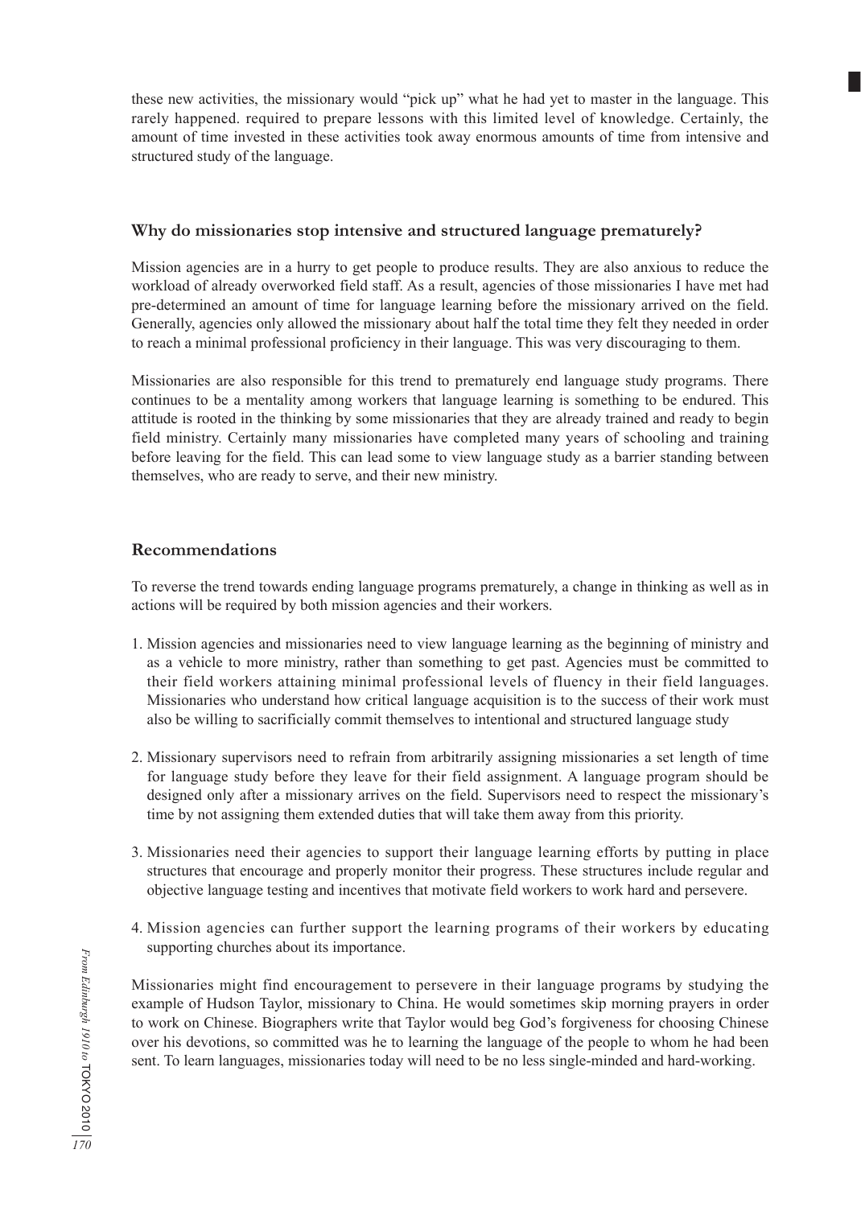these new activities, the missionary would "pick up" what he had yet to master in the language. This rarely happened. required to prepare lessons with this limited level of knowledge. Certainly, the amount of time invested in these activities took away enormous amounts of time from intensive and structured study of the language.

### Why do missionaries stop intensive and structured language prematurely?

Mission agencies are in a hurry to get people to produce results. They are also anxious to reduce the workload of already overworked field staff. As a result, agencies of those missionaries I have met had pre-determined an amount of time for language learning before the missionary arrived on the field. Generally, agencies only allowed the missionary about half the total time they felt they needed in order to reach a minimal professional proficiency in their language. This was very discouraging to them.

Missionaries are also responsible for this trend to prematurely end language study programs. There continues to be a mentality among workers that language learning is something to be endured. This attitude is rooted in the thinking by some missionaries that they are already trained and ready to begin field ministry. Certainly many missionaries have completed many years of schooling and training before leaving for the field. This can lead some to view language study as a barrier standing between themselves, who are ready to serve, and their new ministry.

### Recommendations

To reverse the trend towards ending language programs prematurely, a change in thinking as well as in actions will be required by both mission agencies and their workers.

1. Mission agencies and missionaries need to view language learning as the beginning of ministry and as a vehicle to more ministry, rather than something to get past. Agencies must be committed to their field workers attaining minimal professional levels of fluency in their field languages. Missionaries who understand how critical language acquisition is to the success of their work must also be willing to sacrificially commit themselves to intentional and structured language study

2. Missionary supervisors need to refrain from arbitrarily assigning missionaries a set length of time for language study before they leave for their field assignment. A language program should be designed only after a missionary arrives on the field. Supervisors need to respect the missionary's time by not assigning them extended duties that will take them away from this priority.

3. Missionaries need their agencies to support their language learning efforts by putting in place structures that encourage and properly monitor their progress. These structures include regular and objective language testing and incentives that motivate field workers to work hard and persevere.

4. Mission agencies can further support the learning programs of their workers by educating supporting churches about its importance.

Missionaries might find encouragement to persevere in their language programs by studying the example of Hudson Taylor, missionary to China. He would sometimes skip morning prayers in order to work on Chinese. Biographers write that Taylor would beg God's forgiveness for choosing Chinese over his devotions, so committed was he to learning the language of the people to whom he had been sent. To learn languages, missionaries today will need to be no less single-minded and hard-working.